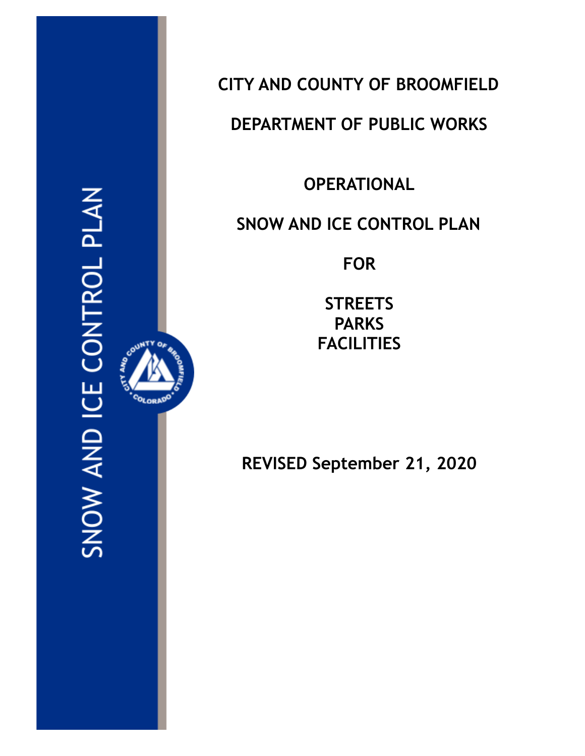SNOW AND ICE CONTROL PLAN

# CITY AND COUNTY OF BROOMFIELD

## DEPARTMENT OF PUBLIC WORKS

## OPERATIONAL

## SNOW AND ICE CONTROL PLAN

## FOR

## STREETS
## PARKS
## FACILITIES

**REVISED September 21, 2020**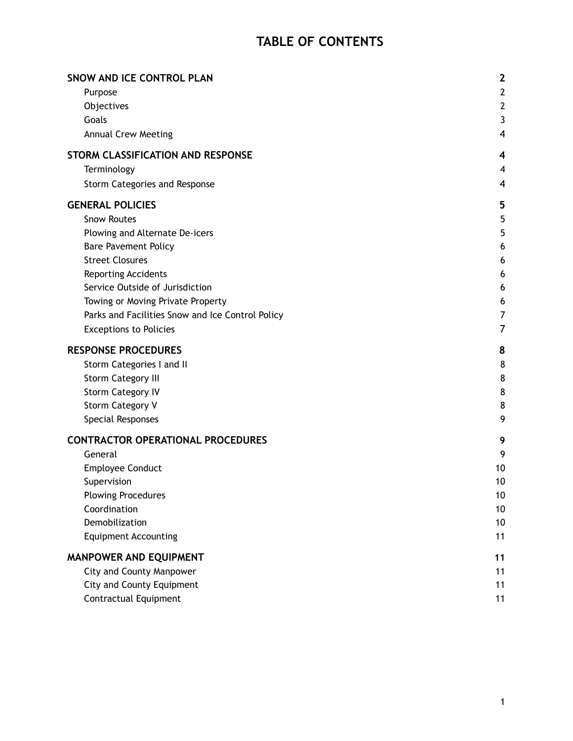# TABLE OF CONTENTS

| | |
|---|---|
| **SNOW AND ICE CONTROL PLAN** | **2** |
| Purpose | 2 |
| Objectives | 2 |
| Goals | 3 |
| Annual Crew Meeting | 4 |
| **STORM CLASSIFICATION AND RESPONSE** | **4** |
| Terminology | 4 |
| Storm Categories and Response | 4 |
| **GENERAL POLICIES** | **5** |
| Snow Routes | 5 |
| Plowing and Alternate De-icers | 5 |
| Bare Pavement Policy | 6 |
| Street Closures | 6 |
| Reporting Accidents | 6 |
| Service Outside of Jurisdiction | 6 |
| Towing or Moving Private Property | 6 |
| Parks and Facilities Snow and Ice Control Policy | 7 |
| Exceptions to Policies | 7 |
| **RESPONSE PROCEDURES** | **8** |
| Storm Categories I and II | 8 |
| Storm Category III | 8 |
| Storm Category IV | 8 |
| Storm Category V | 8 |
| Special Responses | 9 |
| **CONTRACTOR OPERATIONAL PROCEDURES** | **9** |
| General | 9 |
| Employee Conduct | 10 |
| Supervision | 10 |
| Plowing Procedures | 10 |
| Coordination | 10 |
| Demobilization | 10 |
| Equipment Accounting | 11 |
| **MANPOWER AND EQUIPMENT** | **11** |
| City and County Manpower | 11 |
| City and County Equipment | 11 |
| Contractual Equipment | 11 |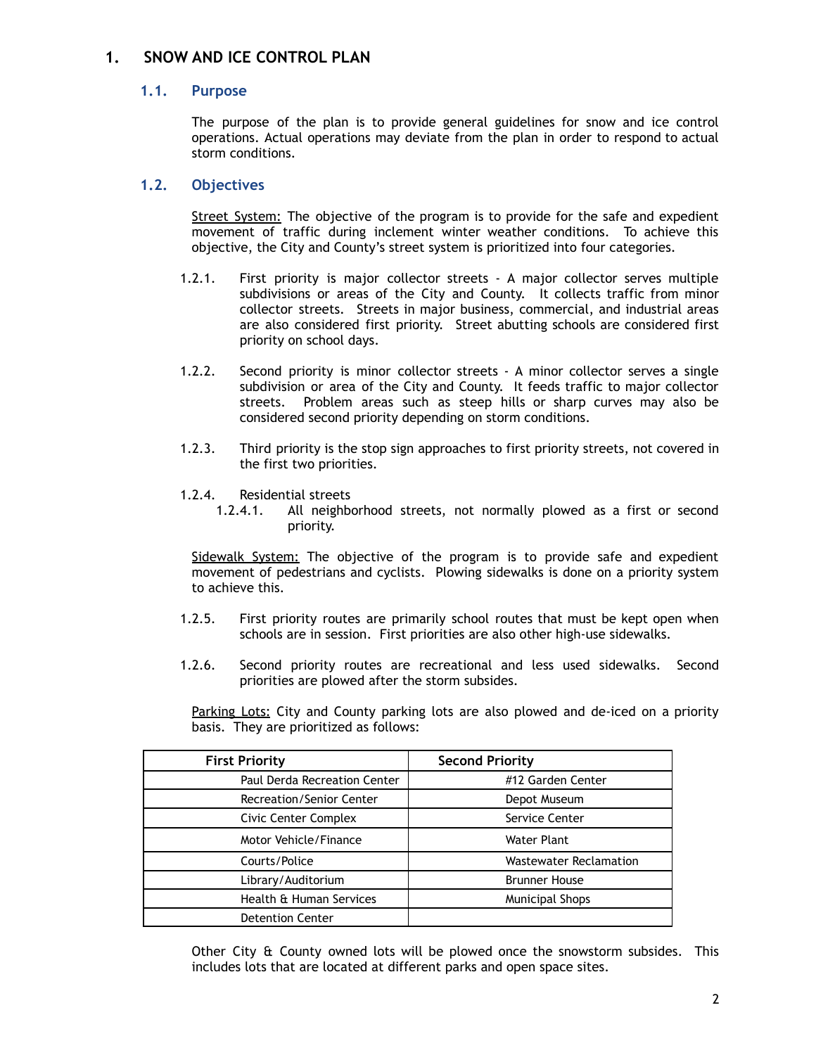# 1. SNOW AND ICE CONTROL PLAN

## 1.1. Purpose

The purpose of the plan is to provide general guidelines for snow and ice control operations. Actual operations may deviate from the plan in order to respond to actual storm conditions.

## 1.2. Objectives

Street System: The objective of the program is to provide for the safe and expedient movement of traffic during inclement winter weather conditions. To achieve this objective, the City and County's street system is prioritized into four categories.

1.2.1. First priority is major collector streets - A major collector serves multiple subdivisions or areas of the City and County. It collects traffic from minor collector streets. Streets in major business, commercial, and industrial areas are also considered first priority. Street abutting schools are considered first priority on school days.

1.2.2. Second priority is minor collector streets - A minor collector serves a single subdivision or area of the City and County. It feeds traffic to major collector streets. Problem areas such as steep hills or sharp curves may also be considered second priority depending on storm conditions.

1.2.3. Third priority is the stop sign approaches to first priority streets, not covered in the first two priorities.

1.2.4. Residential streets

1.2.4.1. All neighborhood streets, not normally plowed as a first or second priority.

Sidewalk System: The objective of the program is to provide safe and expedient movement of pedestrians and cyclists. Plowing sidewalks is done on a priority system to achieve this.

1.2.5. First priority routes are primarily school routes that must be kept open when schools are in session. First priorities are also other high-use sidewalks.

1.2.6. Second priority routes are recreational and less used sidewalks. Second priorities are plowed after the storm subsides.

Parking Lots: City and County parking lots are also plowed and de-iced on a priority basis. They are prioritized as follows:

| First Priority | Second Priority |
|---|---|
| Paul Derda Recreation Center | #12 Garden Center |
| Recreation/Senior Center | Depot Museum |
| Civic Center Complex | Service Center |
| Motor Vehicle/Finance | Water Plant |
| Courts/Police | Wastewater Reclamation |
| Library/Auditorium | Brunner House |
| Health & Human Services | Municipal Shops |
| Detention Center | |

Other City & County owned lots will be plowed once the snowstorm subsides. This includes lots that are located at different parks and open space sites.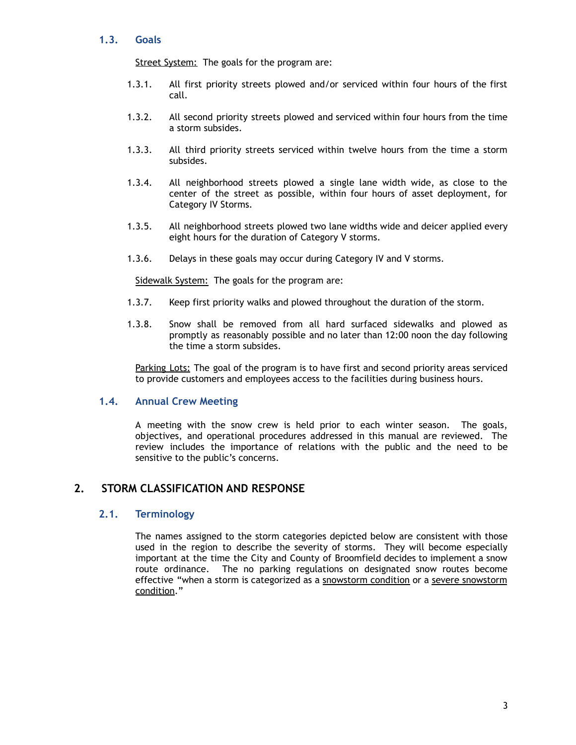### 1.3. Goals

<u>Street System:</u> The goals for the program are:

1.3.1. All first priority streets plowed and/or serviced within four hours of the first call.

1.3.2. All second priority streets plowed and serviced within four hours from the time a storm subsides.

1.3.3. All third priority streets serviced within twelve hours from the time a storm subsides.

1.3.4. All neighborhood streets plowed a single lane width wide, as close to the center of the street as possible, within four hours of asset deployment, for Category IV Storms.

1.3.5. All neighborhood streets plowed two lane widths wide and deicer applied every eight hours for the duration of Category V storms.

1.3.6. Delays in these goals may occur during Category IV and V storms.

<u>Sidewalk System:</u> The goals for the program are:

1.3.7. Keep first priority walks and plowed throughout the duration of the storm.

1.3.8. Snow shall be removed from all hard surfaced sidewalks and plowed as promptly as reasonably possible and no later than 12:00 noon the day following the time a storm subsides.

<u>Parking Lots:</u> The goal of the program is to have first and second priority areas serviced to provide customers and employees access to the facilities during business hours.

### 1.4. Annual Crew Meeting

A meeting with the snow crew is held prior to each winter season. The goals, objectives, and operational procedures addressed in this manual are reviewed. The review includes the importance of relations with the public and the need to be sensitive to the public's concerns.

## 2. STORM CLASSIFICATION AND RESPONSE

### 2.1. Terminology

The names assigned to the storm categories depicted below are consistent with those used in the region to describe the severity of storms. They will become especially important at the time the City and County of Broomfield decides to implement a snow route ordinance. The no parking regulations on designated snow routes become effective "when a storm is categorized as a <u>snowstorm condition</u> or a <u>severe snowstorm condition</u>."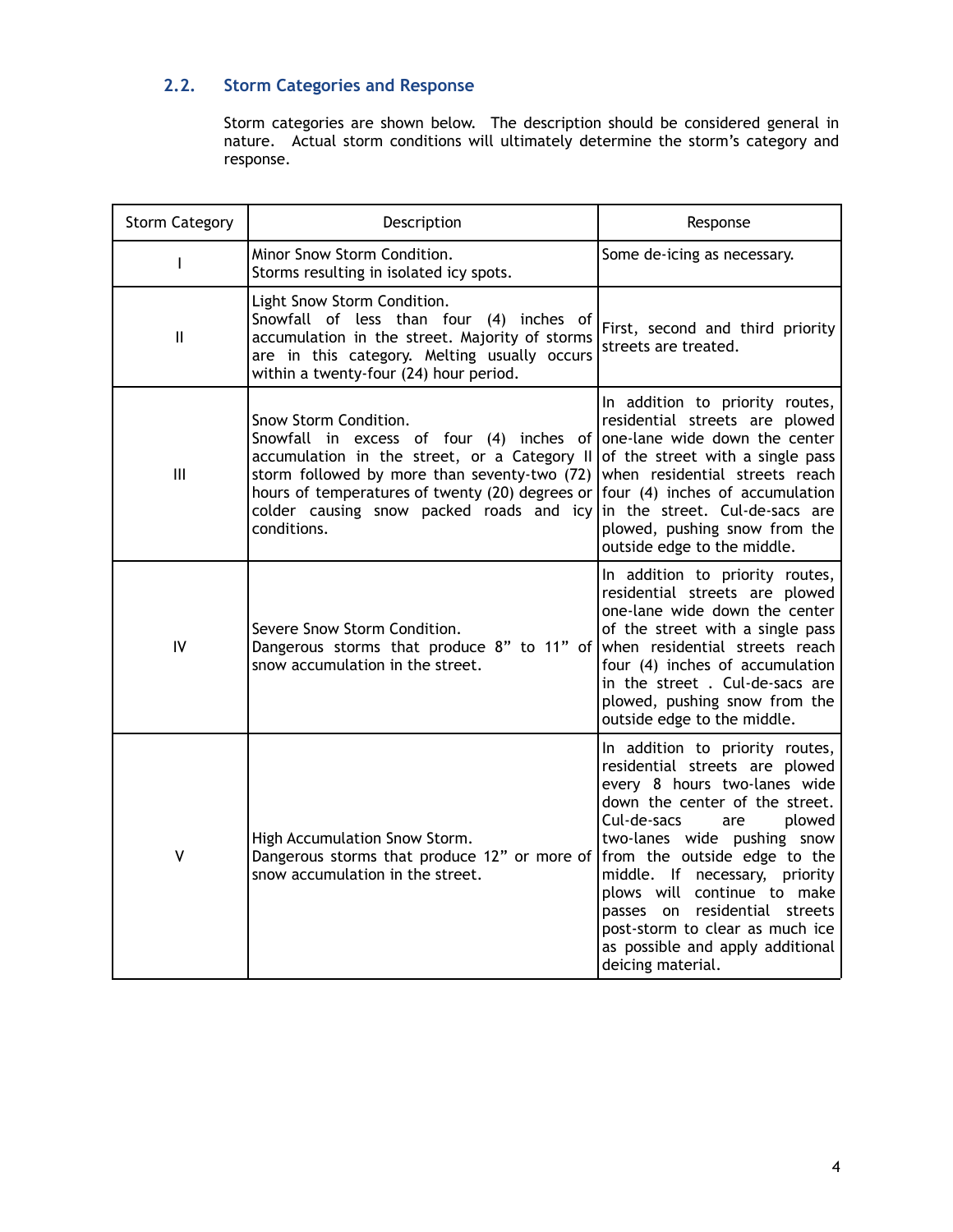## 2.2. Storm Categories and Response

Storm categories are shown below. The description should be considered general in nature. Actual storm conditions will ultimately determine the storm's category and response.

| Storm Category | Description | Response |
|---|---|---|
| I | Minor Snow Storm Condition.<br>Storms resulting in isolated icy spots. | Some de-icing as necessary. |
| II | Light Snow Storm Condition.<br>Snowfall of less than four (4) inches of accumulation in the street. Majority of storms are in this category. Melting usually occurs within a twenty-four (24) hour period. | First, second and third priority streets are treated. |
| III | Snow Storm Condition.<br>Snowfall in excess of four (4) inches of accumulation in the street, or a Category II storm followed by more than seventy-two (72) hours of temperatures of twenty (20) degrees or colder causing snow packed roads and icy conditions. | In addition to priority routes, residential streets are plowed one-lane wide down the center of the street with a single pass when residential streets reach four (4) inches of accumulation in the street. Cul-de-sacs are plowed, pushing snow from the outside edge to the middle. |
| IV | Severe Snow Storm Condition.<br>Dangerous storms that produce 8" to 11" of snow accumulation in the street. | In addition to priority routes, residential streets are plowed one-lane wide down the center of the street with a single pass when residential streets reach four (4) inches of accumulation in the street . Cul-de-sacs are plowed, pushing snow from the outside edge to the middle. |
| V | High Accumulation Snow Storm.<br>Dangerous storms that produce 12" or more of snow accumulation in the street. | In addition to priority routes, residential streets are plowed every 8 hours two-lanes wide down the center of the street. Cul-de-sacs are plowed two-lanes wide pushing snow from the outside edge to the middle. If necessary, priority plows will continue to make passes on residential streets post-storm to clear as much ice as possible and apply additional deicing material. |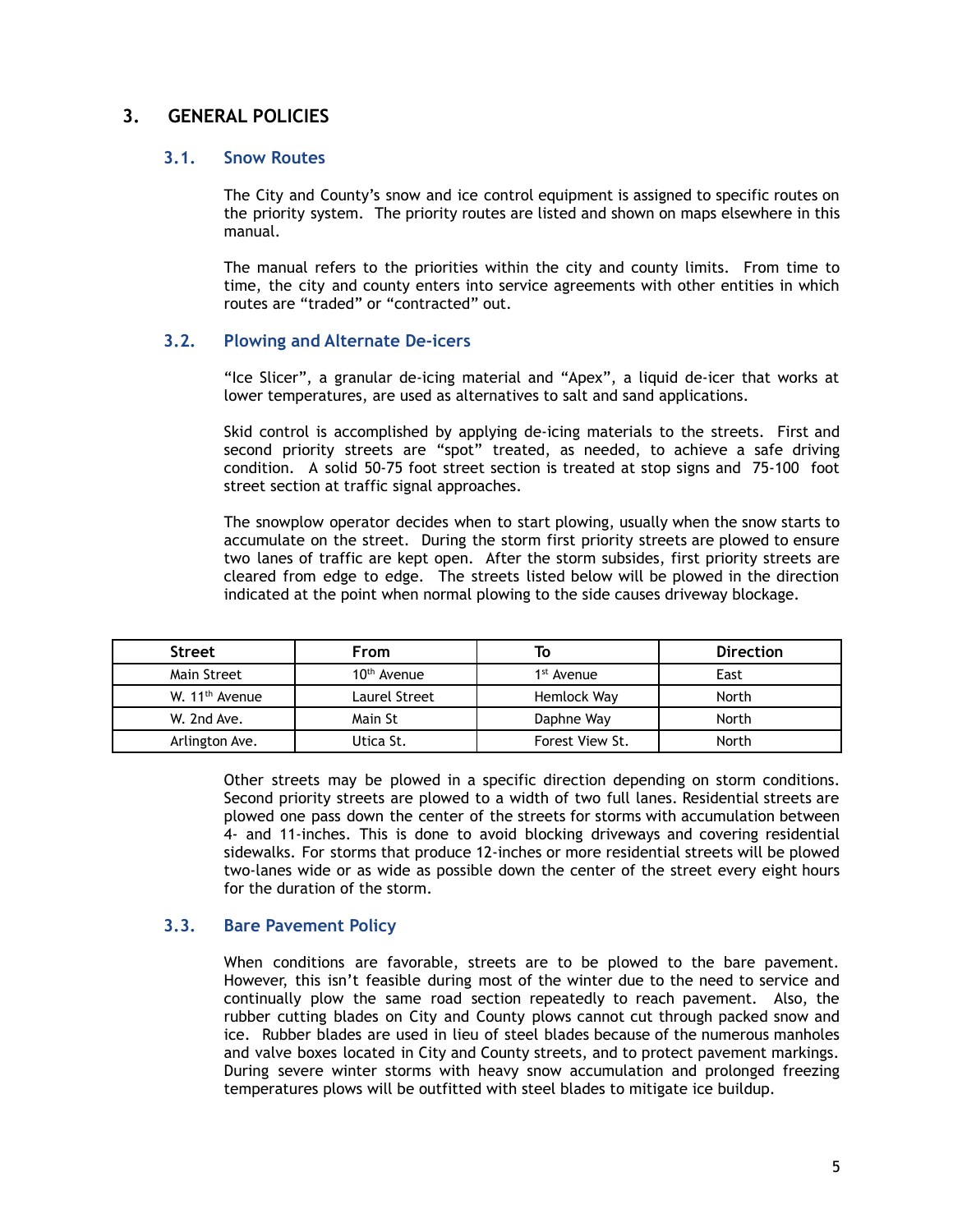# 3. GENERAL POLICIES

## 3.1. Snow Routes

The City and County's snow and ice control equipment is assigned to specific routes on the priority system. The priority routes are listed and shown on maps elsewhere in this manual.

The manual refers to the priorities within the city and county limits. From time to time, the city and county enters into service agreements with other entities in which routes are "traded" or "contracted" out.

## 3.2. Plowing and Alternate De-icers

"Ice Slicer", a granular de-icing material and "Apex", a liquid de-icer that works at lower temperatures, are used as alternatives to salt and sand applications.

Skid control is accomplished by applying de-icing materials to the streets. First and second priority streets are "spot" treated, as needed, to achieve a safe driving condition. A solid 50-75 foot street section is treated at stop signs and 75-100 foot street section at traffic signal approaches.

The snowplow operator decides when to start plowing, usually when the snow starts to accumulate on the street. During the storm first priority streets are plowed to ensure two lanes of traffic are kept open. After the storm subsides, first priority streets are cleared from edge to edge. The streets listed below will be plowed in the direction indicated at the point when normal plowing to the side causes driveway blockage.

| Street | From | To | Direction |
|---|---|---|---|
| Main Street | 10th Avenue | 1st Avenue | East |
| W. 11th Avenue | Laurel Street | Hemlock Way | North |
| W. 2nd Ave. | Main St | Daphne Way | North |
| Arlington Ave. | Utica St. | Forest View St. | North |

Other streets may be plowed in a specific direction depending on storm conditions. Second priority streets are plowed to a width of two full lanes. Residential streets are plowed one pass down the center of the streets for storms with accumulation between 4- and 11-inches. This is done to avoid blocking driveways and covering residential sidewalks. For storms that produce 12-inches or more residential streets will be plowed two-lanes wide or as wide as possible down the center of the street every eight hours for the duration of the storm.

## 3.3. Bare Pavement Policy

When conditions are favorable, streets are to be plowed to the bare pavement. However, this isn't feasible during most of the winter due to the need to service and continually plow the same road section repeatedly to reach pavement. Also, the rubber cutting blades on City and County plows cannot cut through packed snow and ice. Rubber blades are used in lieu of steel blades because of the numerous manholes and valve boxes located in City and County streets, and to protect pavement markings. During severe winter storms with heavy snow accumulation and prolonged freezing temperatures plows will be outfitted with steel blades to mitigate ice buildup.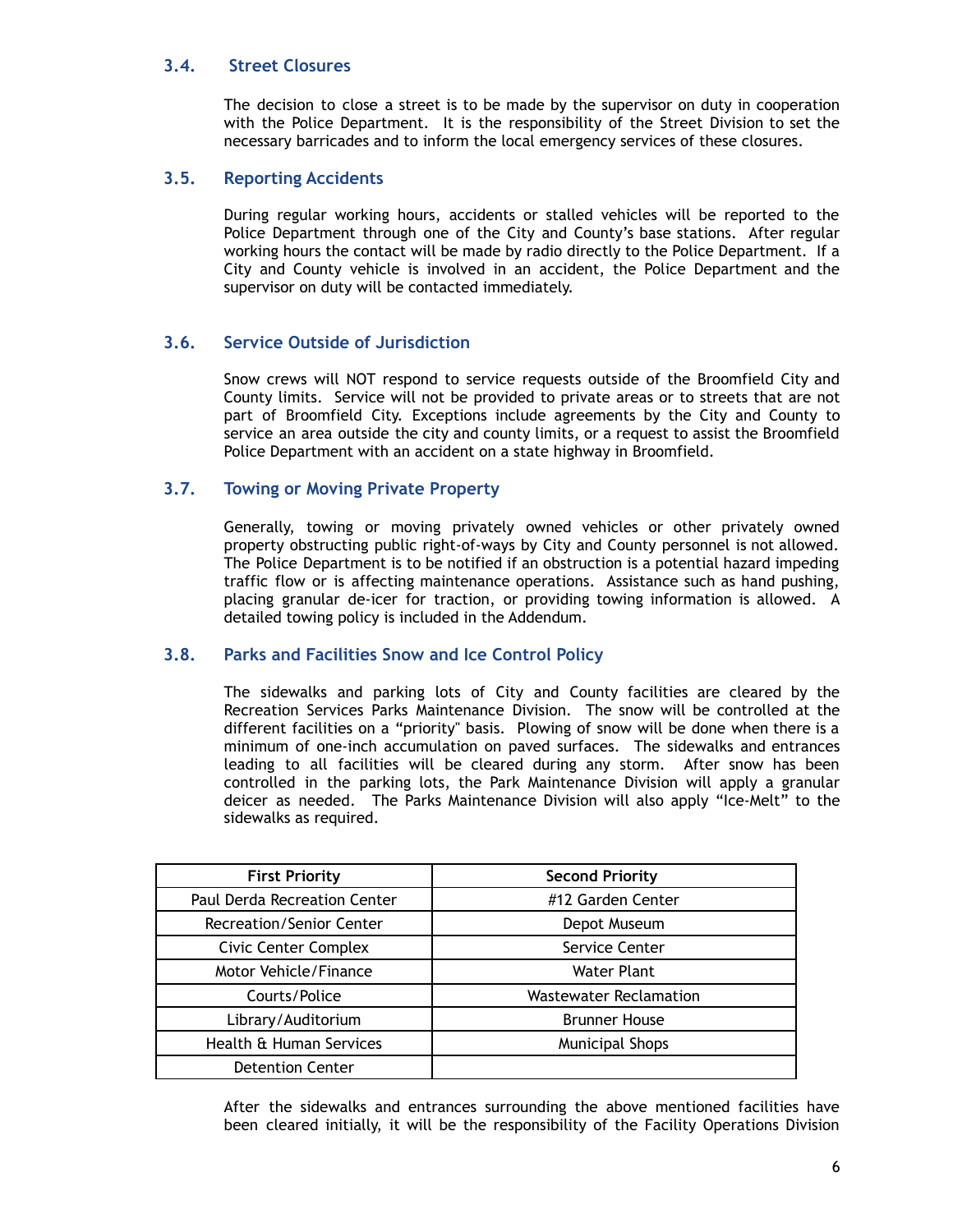### 3.4. Street Closures

The decision to close a street is to be made by the supervisor on duty in cooperation with the Police Department. It is the responsibility of the Street Division to set the necessary barricades and to inform the local emergency services of these closures.

### 3.5. Reporting Accidents

During regular working hours, accidents or stalled vehicles will be reported to the Police Department through one of the City and County's base stations. After regular working hours the contact will be made by radio directly to the Police Department. If a City and County vehicle is involved in an accident, the Police Department and the supervisor on duty will be contacted immediately.

### 3.6. Service Outside of Jurisdiction

Snow crews will NOT respond to service requests outside of the Broomfield City and County limits. Service will not be provided to private areas or to streets that are not part of Broomfield City. Exceptions include agreements by the City and County to service an area outside the city and county limits, or a request to assist the Broomfield Police Department with an accident on a state highway in Broomfield.

### 3.7. Towing or Moving Private Property

Generally, towing or moving privately owned vehicles or other privately owned property obstructing public right-of-ways by City and County personnel is not allowed. The Police Department is to be notified if an obstruction is a potential hazard impeding traffic flow or is affecting maintenance operations. Assistance such as hand pushing, placing granular de-icer for traction, or providing towing information is allowed. A detailed towing policy is included in the Addendum.

### 3.8. Parks and Facilities Snow and Ice Control Policy

The sidewalks and parking lots of City and County facilities are cleared by the Recreation Services Parks Maintenance Division. The snow will be controlled at the different facilities on a "priority" basis. Plowing of snow will be done when there is a minimum of one-inch accumulation on paved surfaces. The sidewalks and entrances leading to all facilities will be cleared during any storm. After snow has been controlled in the parking lots, the Park Maintenance Division will apply a granular deicer as needed. The Parks Maintenance Division will also apply "Ice-Melt" to the sidewalks as required.

| First Priority | Second Priority |
|---|---|
| Paul Derda Recreation Center | #12 Garden Center |
| Recreation/Senior Center | Depot Museum |
| Civic Center Complex | Service Center |
| Motor Vehicle/Finance | Water Plant |
| Courts/Police | Wastewater Reclamation |
| Library/Auditorium | Brunner House |
| Health & Human Services | Municipal Shops |
| Detention Center | |

After the sidewalks and entrances surrounding the above mentioned facilities have been cleared initially, it will be the responsibility of the Facility Operations Division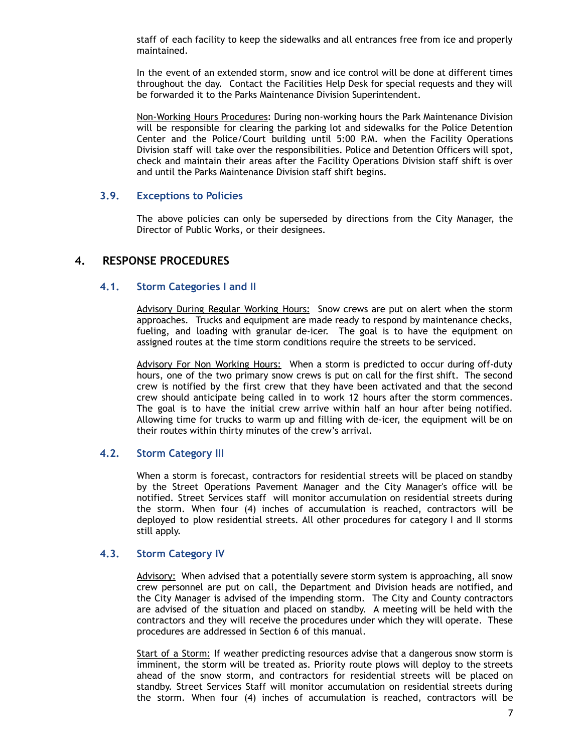staff of each facility to keep the sidewalks and all entrances free from ice and properly maintained.

In the event of an extended storm, snow and ice control will be done at different times throughout the day. Contact the Facilities Help Desk for special requests and they will be forwarded it to the Parks Maintenance Division Superintendent.

Non-Working Hours Procedures: During non-working hours the Park Maintenance Division will be responsible for clearing the parking lot and sidewalks for the Police Detention Center and the Police/Court building until 5:00 P.M. when the Facility Operations Division staff will take over the responsibilities. Police and Detention Officers will spot, check and maintain their areas after the Facility Operations Division staff shift is over and until the Parks Maintenance Division staff shift begins.

### 3.9. Exceptions to Policies

The above policies can only be superseded by directions from the City Manager, the Director of Public Works, or their designees.

## 4. RESPONSE PROCEDURES

### 4.1. Storm Categories I and II

Advisory During Regular Working Hours: Snow crews are put on alert when the storm approaches. Trucks and equipment are made ready to respond by maintenance checks, fueling, and loading with granular de-icer. The goal is to have the equipment on assigned routes at the time storm conditions require the streets to be serviced.

Advisory For Non Working Hours: When a storm is predicted to occur during off-duty hours, one of the two primary snow crews is put on call for the first shift. The second crew is notified by the first crew that they have been activated and that the second crew should anticipate being called in to work 12 hours after the storm commences. The goal is to have the initial crew arrive within half an hour after being notified. Allowing time for trucks to warm up and filling with de-icer, the equipment will be on their routes within thirty minutes of the crew's arrival.

### 4.2. Storm Category III

When a storm is forecast, contractors for residential streets will be placed on standby by the Street Operations Pavement Manager and the City Manager's office will be notified. Street Services staff will monitor accumulation on residential streets during the storm. When four (4) inches of accumulation is reached, contractors will be deployed to plow residential streets. All other procedures for category I and II storms still apply.

### 4.3. Storm Category IV

Advisory: When advised that a potentially severe storm system is approaching, all snow crew personnel are put on call, the Department and Division heads are notified, and the City Manager is advised of the impending storm. The City and County contractors are advised of the situation and placed on standby. A meeting will be held with the contractors and they will receive the procedures under which they will operate. These procedures are addressed in Section 6 of this manual.

Start of a Storm: If weather predicting resources advise that a dangerous snow storm is imminent, the storm will be treated as. Priority route plows will deploy to the streets ahead of the snow storm, and contractors for residential streets will be placed on standby. Street Services Staff will monitor accumulation on residential streets during the storm. When four (4) inches of accumulation is reached, contractors will be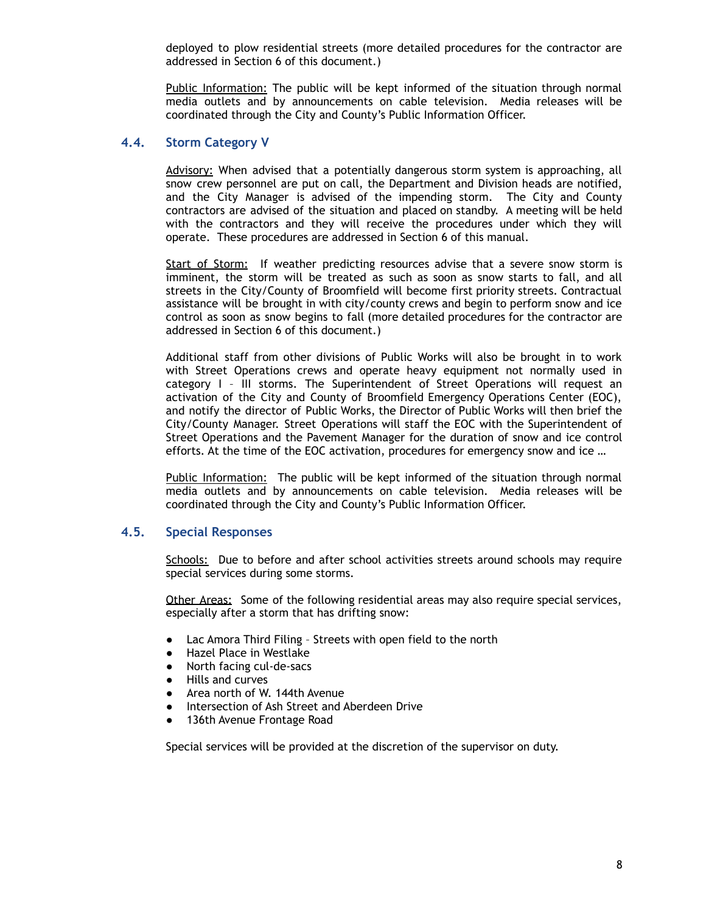deployed to plow residential streets (more detailed procedures for the contractor are addressed in Section 6 of this document.)

Public Information: The public will be kept informed of the situation through normal media outlets and by announcements on cable television. Media releases will be coordinated through the City and County's Public Information Officer.

## 4.4. Storm Category V

Advisory: When advised that a potentially dangerous storm system is approaching, all snow crew personnel are put on call, the Department and Division heads are notified, and the City Manager is advised of the impending storm. The City and County contractors are advised of the situation and placed on standby. A meeting will be held with the contractors and they will receive the procedures under which they will operate. These procedures are addressed in Section 6 of this manual.

Start of Storm: If weather predicting resources advise that a severe snow storm is imminent, the storm will be treated as such as soon as snow starts to fall, and all streets in the City/County of Broomfield will become first priority streets. Contractual assistance will be brought in with city/county crews and begin to perform snow and ice control as soon as snow begins to fall (more detailed procedures for the contractor are addressed in Section 6 of this document.)

Additional staff from other divisions of Public Works will also be brought in to work with Street Operations crews and operate heavy equipment not normally used in category I – III storms. The Superintendent of Street Operations will request an activation of the City and County of Broomfield Emergency Operations Center (EOC), and notify the director of Public Works, the Director of Public Works will then brief the City/County Manager. Street Operations will staff the EOC with the Superintendent of Street Operations and the Pavement Manager for the duration of snow and ice control efforts. At the time of the EOC activation, procedures for emergency snow and ice …

Public Information: The public will be kept informed of the situation through normal media outlets and by announcements on cable television. Media releases will be coordinated through the City and County's Public Information Officer.

## 4.5. Special Responses

Schools: Due to before and after school activities streets around schools may require special services during some storms.

Other Areas: Some of the following residential areas may also require special services, especially after a storm that has drifting snow:

- Lac Amora Third Filing – Streets with open field to the north
- Hazel Place in Westlake
- North facing cul-de-sacs
- Hills and curves
- Area north of W. 144th Avenue
- Intersection of Ash Street and Aberdeen Drive
- 136th Avenue Frontage Road

Special services will be provided at the discretion of the supervisor on duty.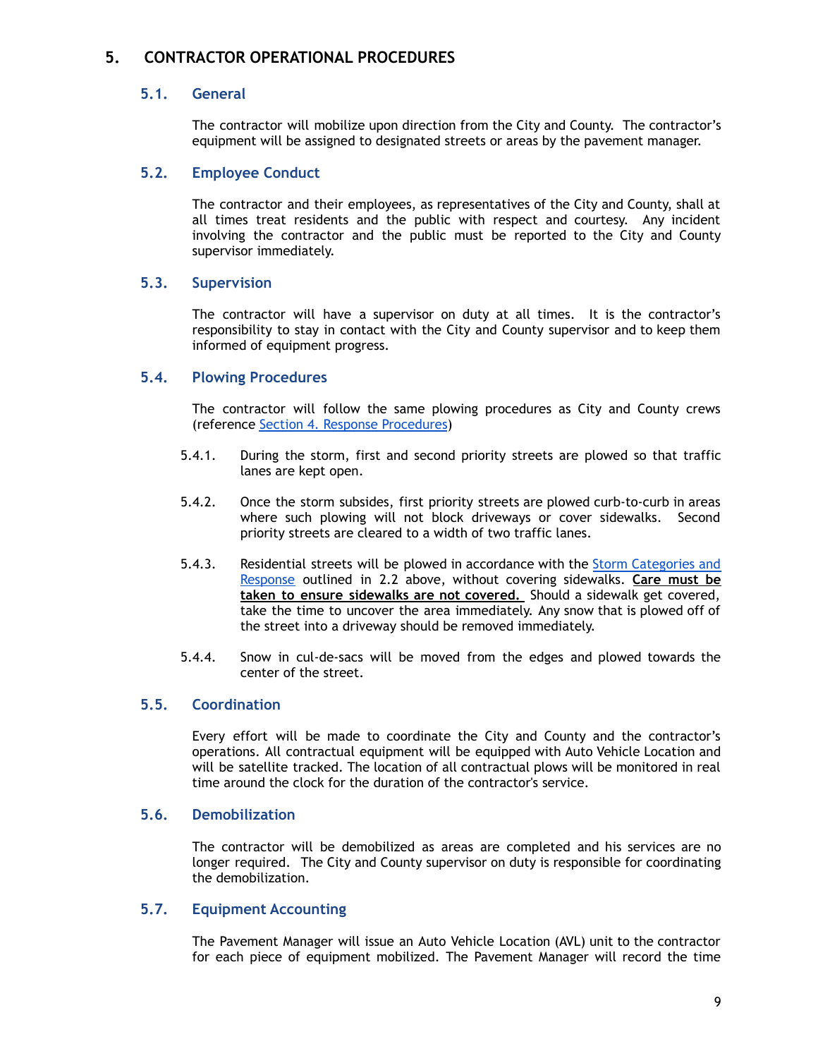# 5. CONTRACTOR OPERATIONAL PROCEDURES

## 5.1. General

The contractor will mobilize upon direction from the City and County. The contractor's equipment will be assigned to designated streets or areas by the pavement manager.

## 5.2. Employee Conduct

The contractor and their employees, as representatives of the City and County, shall at all times treat residents and the public with respect and courtesy. Any incident involving the contractor and the public must be reported to the City and County supervisor immediately.

## 5.3. Supervision

The contractor will have a supervisor on duty at all times. It is the contractor's responsibility to stay in contact with the City and County supervisor and to keep them informed of equipment progress.

## 5.4. Plowing Procedures

The contractor will follow the same plowing procedures as City and County crews (reference Section 4. Response Procedures)

5.4.1. During the storm, first and second priority streets are plowed so that traffic lanes are kept open.

5.4.2. Once the storm subsides, first priority streets are plowed curb-to-curb in areas where such plowing will not block driveways or cover sidewalks. Second priority streets are cleared to a width of two traffic lanes.

5.4.3. Residential streets will be plowed in accordance with the Storm Categories and Response outlined in 2.2 above, without covering sidewalks. **Care must be taken to ensure sidewalks are not covered.** Should a sidewalk get covered, take the time to uncover the area immediately. Any snow that is plowed off of the street into a driveway should be removed immediately.

5.4.4. Snow in cul-de-sacs will be moved from the edges and plowed towards the center of the street.

## 5.5. Coordination

Every effort will be made to coordinate the City and County and the contractor's operations. All contractual equipment will be equipped with Auto Vehicle Location and will be satellite tracked. The location of all contractual plows will be monitored in real time around the clock for the duration of the contractor's service.

## 5.6. Demobilization

The contractor will be demobilized as areas are completed and his services are no longer required. The City and County supervisor on duty is responsible for coordinating the demobilization.

## 5.7. Equipment Accounting

The Pavement Manager will issue an Auto Vehicle Location (AVL) unit to the contractor for each piece of equipment mobilized. The Pavement Manager will record the time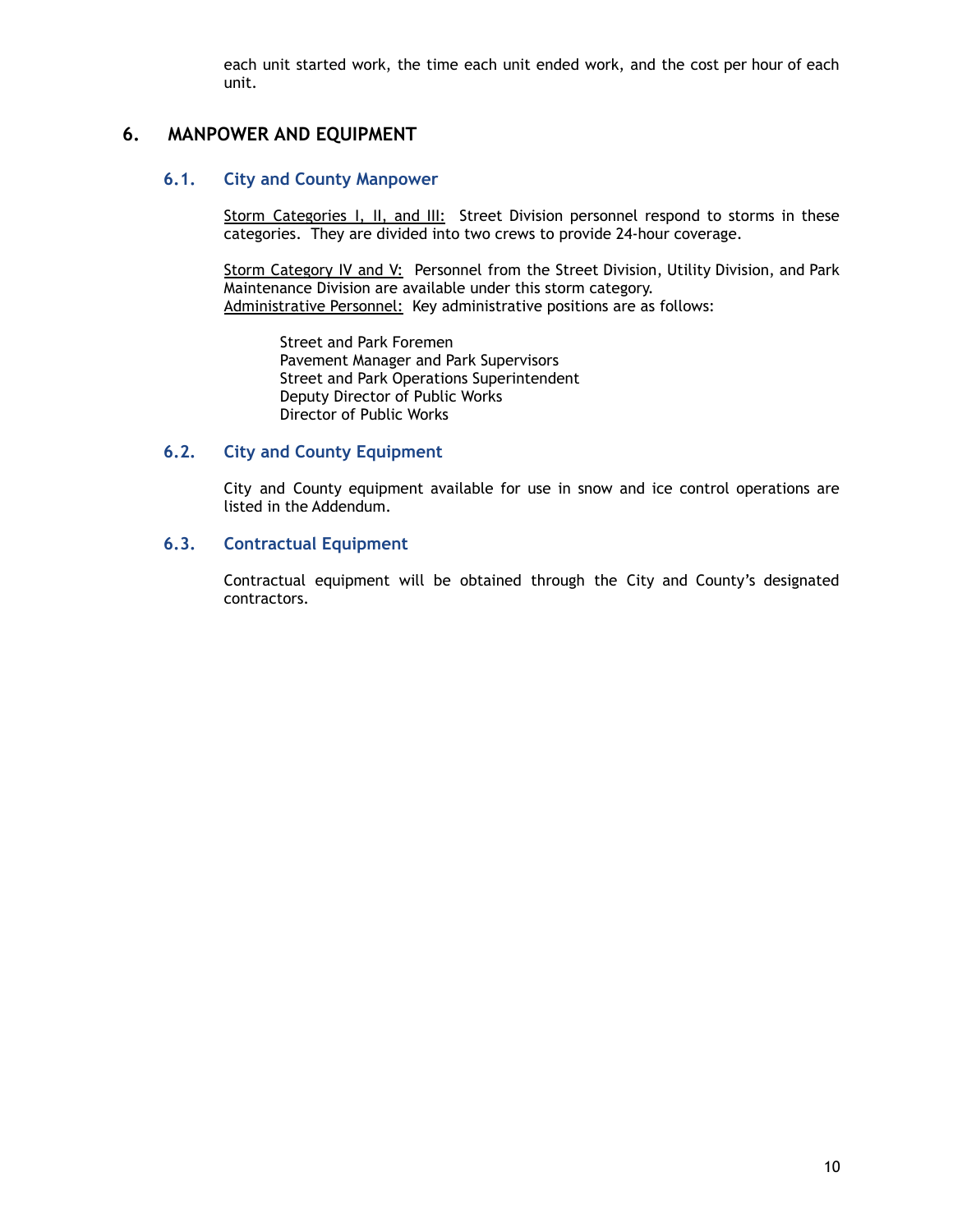each unit started work, the time each unit ended work, and the cost per hour of each unit.

## 6. MANPOWER AND EQUIPMENT

### 6.1. City and County Manpower

Storm Categories I, II, and III: Street Division personnel respond to storms in these categories. They are divided into two crews to provide 24-hour coverage.

Storm Category IV and V: Personnel from the Street Division, Utility Division, and Park Maintenance Division are available under this storm category.
Administrative Personnel: Key administrative positions are as follows:

Street and Park Foremen
Pavement Manager and Park Supervisors
Street and Park Operations Superintendent
Deputy Director of Public Works
Director of Public Works

### 6.2. City and County Equipment

City and County equipment available for use in snow and ice control operations are listed in the Addendum.

### 6.3. Contractual Equipment

Contractual equipment will be obtained through the City and County's designated contractors.